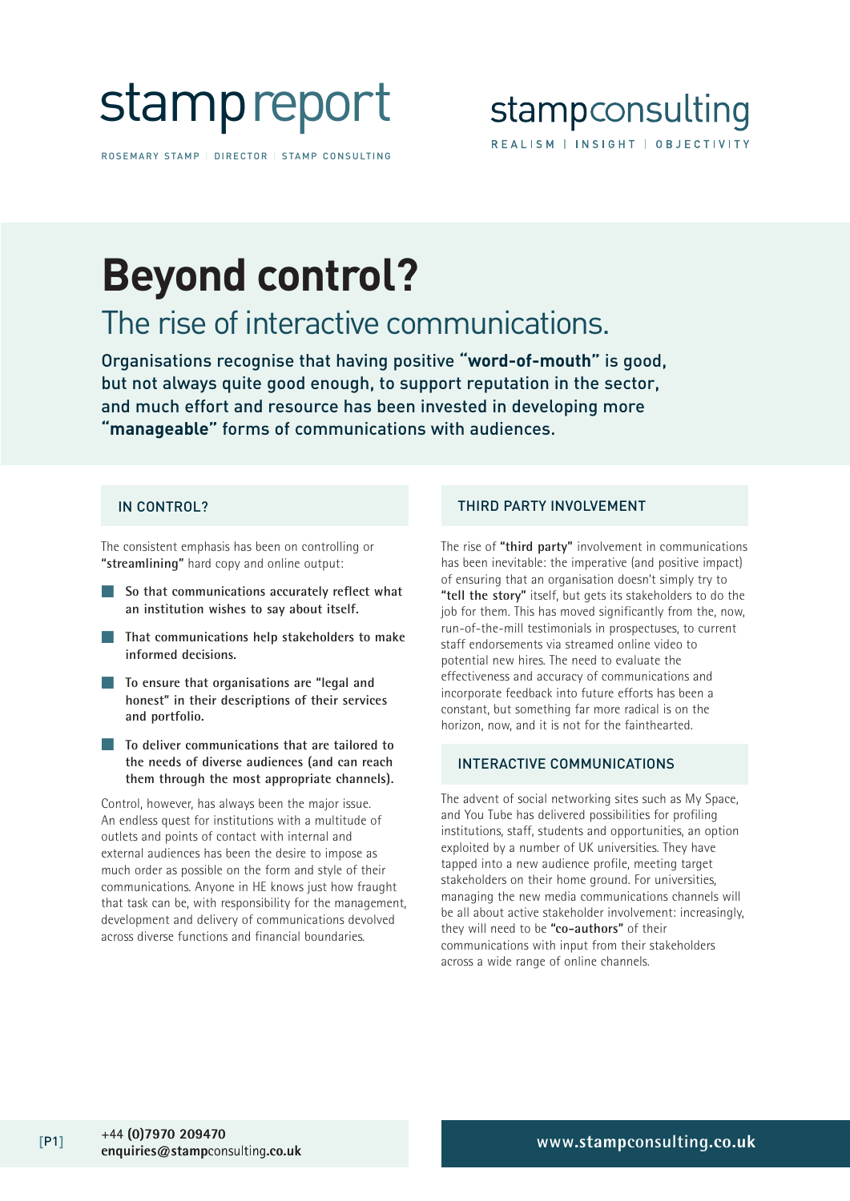stamp report

ROSEMARY STAMP | DIRECTOR | STAMP CONSULTING

stampconsulting

REALISM | INSIGHT | OBJECTIVITY

# Beyond control?

## The rise of interactive communications.

Organisations recognise that having positive **"word-of-mouth"** is good, but not always quite good enough, to support reputation in the sector, and much effort and resource has been invested in developing more **"manageable"** forms of communications with audiences.

### IN CONTROL?

The consistent emphasis has been on controlling or **"streamlining"** hard copy and online output:

- **So that communications accurately reflect what an institution wishes to say about itself.**
- **That communications help stakeholders to make informed decisions.**
- **To ensure that organisations are "legal and honest" in their descriptions of their services and portfolio.**
- **To deliver communications that are tailored to the needs of diverse audiences (and can reach them through the most appropriate channels).**

Control, however, has always been the major issue. An endless quest for institutions with a multitude of outlets and points of contact with internal and external audiences has been the desire to impose as much order as possible on the form and style of their communications. Anyone in HE knows just how fraught that task can be, with responsibility for the management, development and delivery of communications devolved across diverse functions and financial boundaries.

### THIRD PARTY INVOLVEMENT

The rise of **"third party"** involvement in communications has been inevitable: the imperative (and positive impact) of ensuring that an organisation doesn't simply try to **"tell the story"** itself, but gets its stakeholders to do the job for them. This has moved significantly from the, now, run-of-the-mill testimonials in prospectuses, to current staff endorsements via streamed online video to potential new hires. The need to evaluate the effectiveness and accuracy of communications and incorporate feedback into future efforts has been a constant, but something far more radical is on the horizon, now, and it is not for the fainthearted.

### INTERACTIVE COMMUNICATIONS

The advent of social networking sites such as My Space, and You Tube has delivered possibilities for profiling institutions, staff, students and opportunities, an option exploited by a number of UK universities. They have tapped into a new audience profile, meeting target stakeholders on their home ground. For universities, managing the new media communications channels will be all about active stakeholder involvement: increasingly, they will need to be **"co-authors"** of their communications with input from their stakeholders across a wide range of online channels.

+44 **(0)7970 209470**
**enquiries@stamp**consulting**.co.uk**

**www.stamp**consulting**.co.uk**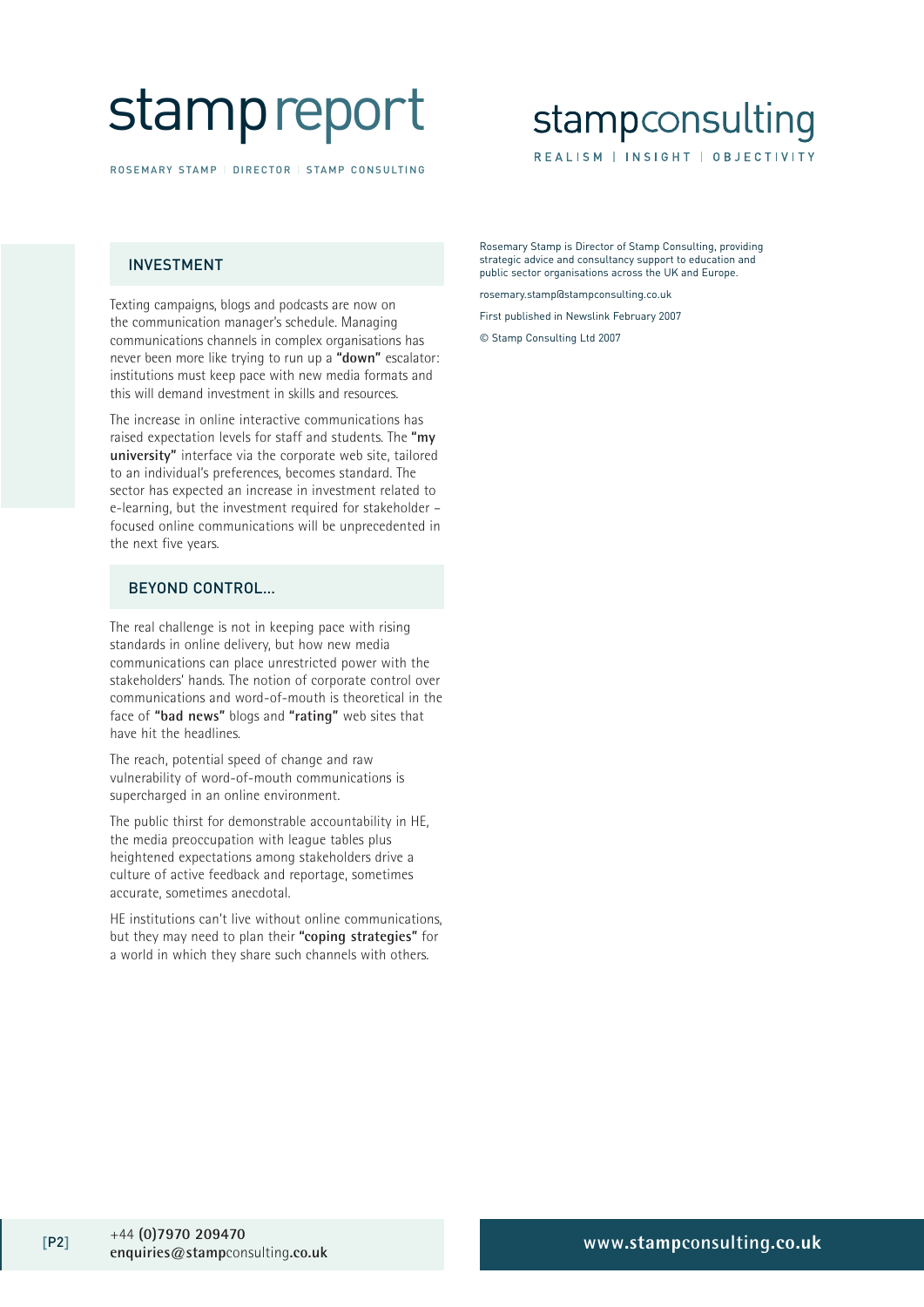## INVESTMENT

Texting campaigns, blogs and podcasts are now on the communication manager's schedule. Managing communications channels in complex organisations has never been more like trying to run up a **"down"** escalator: institutions must keep pace with new media formats and this will demand investment in skills and resources.

The increase in online interactive communications has raised expectation levels for staff and students. The **"my university"** interface via the corporate web site, tailored to an individual's preferences, becomes standard. The sector has expected an increase in investment related to e-learning, but the investment required for stakeholder – focused online communications will be unprecedented in the next five years.

## BEYOND CONTROL...

The real challenge is not in keeping pace with rising standards in online delivery, but how new media communications can place unrestricted power with the stakeholders' hands. The notion of corporate control over communications and word-of-mouth is theoretical in the face of **"bad news"** blogs and **"rating"** web sites that have hit the headlines.

The reach, potential speed of change and raw vulnerability of word-of-mouth communications is supercharged in an online environment.

The public thirst for demonstrable accountability in HE, the media preoccupation with league tables plus heightened expectations among stakeholders drive a culture of active feedback and reportage, sometimes accurate, sometimes anecdotal.

HE institutions can't live without online communications, but they may need to plan their **"coping strategies"** for a world in which they share such channels with others.

Rosemary Stamp is Director of Stamp Consulting, providing strategic advice and consultancy support to education and public sector organisations across the UK and Europe.

rosemary.stamp@stampconsulting.co.uk

First published in Newslink February 2007

© Stamp Consulting Ltd 2007